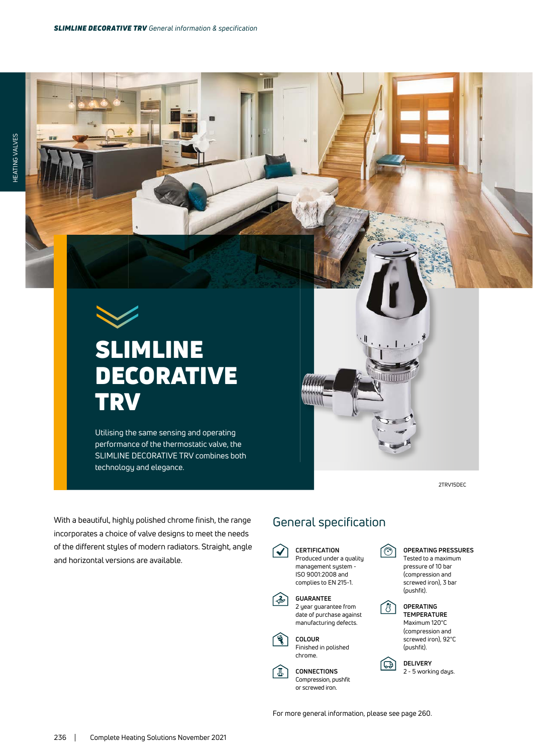# SLIMLINE DECORATIVE TRV

Utilising the same sensing and operating performance of the thermostatic valve, the SLIMLINE DECORATIVE TRV combines both technology and elegance.

2TRV15DEC

With a beautiful, highly polished chrome finish, the range incorporates a choice of valve designs to meet the needs of the different styles of modern radiators. Straight, angle and horizontal versions are available.

## General specification

**CERTIFICATION**
Produced under a quality management system - ISO 9001:2008 and complies to EN 215-1.

**GUARANTEE**
2 year guarantee from date of purchase against manufacturing defects.

**COLOUR**
Finished in polished chrome.

**CONNECTIONS**
Compression, pushfit or screwed iron.

**OPERATING PRESSURES**
Tested to a maximum pressure of 10 bar (compression and screwed iron), 3 bar (pushfit).

**OPERATING TEMPERATURE**
Maximum 120°C (compression and screwed iron), 92°C (pushfit).

**DELIVERY**
2 - 5 working days.

For more general information, please see page 260.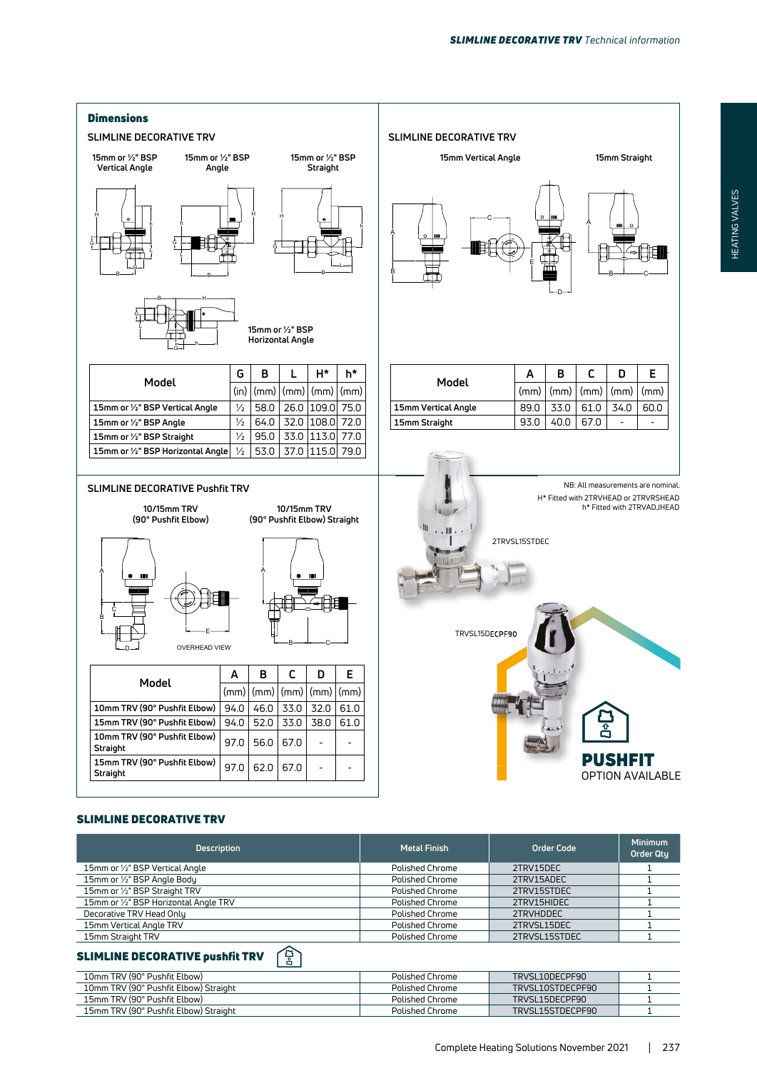## Dimensions

### SLIMLINE DECORATIVE TRV

15mm or ½" BSP Vertical Angle

15mm or ½" BSP Angle

15mm or ½" BSP Straight

15mm or ½" BSP Horizontal Angle

| Model | G | B | L | H* | h* |
|---|---|---|---|---|---|
| | (in) | (mm) | (mm) | (mm) | (mm) |
| 15mm or ½" BSP Vertical Angle | ½ | 58.0 | 26.0 | 109.0 | 75.0 |
| 15mm or ½" BSP Angle | ½ | 64.0 | 32.0 | 108.0 | 72.0 |
| 15mm or ½" BSP Straight | ½ | 95.0 | 33.0 | 113.0 | 77.0 |
| 15mm or ½" BSP Horizontal Angle | ½ | 53.0 | 37.0 | 115.0 | 79.0 |

### SLIMLINE DECORATIVE TRV

15mm Vertical Angle

15mm Straight

| Model | A | B | C | D | E |
|---|---|---|---|---|---|
| | (mm) | (mm) | (mm) | (mm) | (mm) |
| 15mm Vertical Angle | 89.0 | 33.0 | 61.0 | 34.0 | 60.0 |
| 15mm Straight | 93.0 | 40.0 | 67.0 | - | - |

### SLIMLINE DECORATIVE Pushfit TRV

10/15mm TRV (90° Pushfit Elbow)

10/15mm TRV (90° Pushfit Elbow) Straight

OVERHEAD VIEW

| Model | A | B | C | D | E |
|---|---|---|---|---|---|
| | (mm) | (mm) | (mm) | (mm) | (mm) |
| 10mm TRV (90° Pushfit Elbow) | 94.0 | 46.0 | 33.0 | 32.0 | 61.0 |
| 15mm TRV (90° Pushfit Elbow) | 94.0 | 52.0 | 33.0 | 38.0 | 61.0 |
| 10mm TRV (90° Pushfit Elbow) Straight | 97.0 | 56.0 | 67.0 | - | - |
| 15mm TRV (90° Pushfit Elbow) Straight | 97.0 | 62.0 | 67.0 | - | - |

NB: All measurements are nominal.
H* Fitted with 2TRVHEAD or 2TRVRSHEAD
h* Fitted with 2TRVADJHEAD

2TRVSL15STDEC

TRVSL15DECPF90

**PUSHFIT** OPTION AVAILABLE

## SLIMLINE DECORATIVE TRV

| Description | Metal Finish | Order Code | Minimum Order Qty |
|---|---|---|---|
| 15mm or ½" BSP Vertical Angle | Polished Chrome | 2TRV15DEC | 1 |
| 15mm or ½" BSP Angle Body | Polished Chrome | 2TRV15ADEC | 1 |
| 15mm or ½" BSP Straight TRV | Polished Chrome | 2TRV15STDEC | 1 |
| 15mm or ½" BSP Horizontal Angle TRV | Polished Chrome | 2TRV15HIDEC | 1 |
| Decorative TRV Head Only | Polished Chrome | 2TRVHDDEC | 1 |
| 15mm Vertical Angle TRV | Polished Chrome | 2TRVSL15DEC | 1 |
| 15mm Straight TRV | Polished Chrome | 2TRVSL15STDEC | 1 |

## SLIMLINE DECORATIVE pushfit TRV

| Description | Metal Finish | Order Code | Minimum Order Qty |
|---|---|---|---|
| 10mm TRV (90° Pushfit Elbow) | Polished Chrome | TRVSL10DECPF90 | 1 |
| 10mm TRV (90° Pushfit Elbow) Straight | Polished Chrome | TRVSL10STDECPF90 | 1 |
| 15mm TRV (90° Pushfit Elbow) | Polished Chrome | TRVSL15DECPF90 | 1 |
| 15mm TRV (90° Pushfit Elbow) Straight | Polished Chrome | TRVSL15STDECPF90 | 1 |